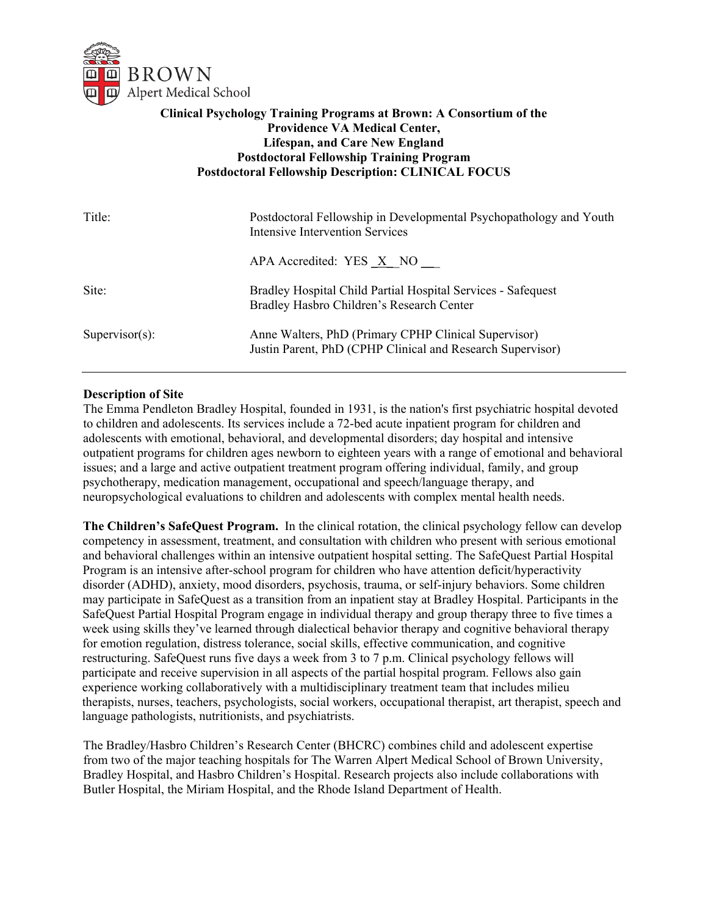**Clinical Psychology Training Programs at Brown: A Consortium of the Providence VA Medical Center, Lifespan, and Care New England**

**Postdoctoral Fellowship Training Program**

**Postdoctoral Fellowship Description: CLINICAL FOCUS**

| | |
|---|---|
| Title: | Postdoctoral Fellowship in Developmental Psychopathology and Youth Intensive Intervention Services |
| | APA Accredited: YES _X_ NO ___ |
| Site: | Bradley Hospital Child Partial Hospital Services - Safequest<br>Bradley Hasbro Children's Research Center |
| Supervisor(s): | Anne Walters, PhD (Primary CPHP Clinical Supervisor)<br>Justin Parent, PhD (CPHP Clinical and Research Supervisor) |

---

**Description of Site**

The Emma Pendleton Bradley Hospital, founded in 1931, is the nation's first psychiatric hospital devoted to children and adolescents. Its services include a 72-bed acute inpatient program for children and adolescents with emotional, behavioral, and developmental disorders; day hospital and intensive outpatient programs for children ages newborn to eighteen years with a range of emotional and behavioral issues; and a large and active outpatient treatment program offering individual, family, and group psychotherapy, medication management, occupational and speech/language therapy, and neuropsychological evaluations to children and adolescents with complex mental health needs.

**The Children's SafeQuest Program.** In the clinical rotation, the clinical psychology fellow can develop competency in assessment, treatment, and consultation with children who present with serious emotional and behavioral challenges within an intensive outpatient hospital setting. The SafeQuest Partial Hospital Program is an intensive after-school program for children who have attention deficit/hyperactivity disorder (ADHD), anxiety, mood disorders, psychosis, trauma, or self-injury behaviors. Some children may participate in SafeQuest as a transition from an inpatient stay at Bradley Hospital. Participants in the SafeQuest Partial Hospital Program engage in individual therapy and group therapy three to five times a week using skills they've learned through dialectical behavior therapy and cognitive behavioral therapy for emotion regulation, distress tolerance, social skills, effective communication, and cognitive restructuring. SafeQuest runs five days a week from 3 to 7 p.m. Clinical psychology fellows will participate and receive supervision in all aspects of the partial hospital program. Fellows also gain experience working collaboratively with a multidisciplinary treatment team that includes milieu therapists, nurses, teachers, psychologists, social workers, occupational therapist, art therapist, speech and language pathologists, nutritionists, and psychiatrists.

The Bradley/Hasbro Children's Research Center (BHCRC) combines child and adolescent expertise from two of the major teaching hospitals for The Warren Alpert Medical School of Brown University, Bradley Hospital, and Hasbro Children's Hospital. Research projects also include collaborations with Butler Hospital, the Miriam Hospital, and the Rhode Island Department of Health.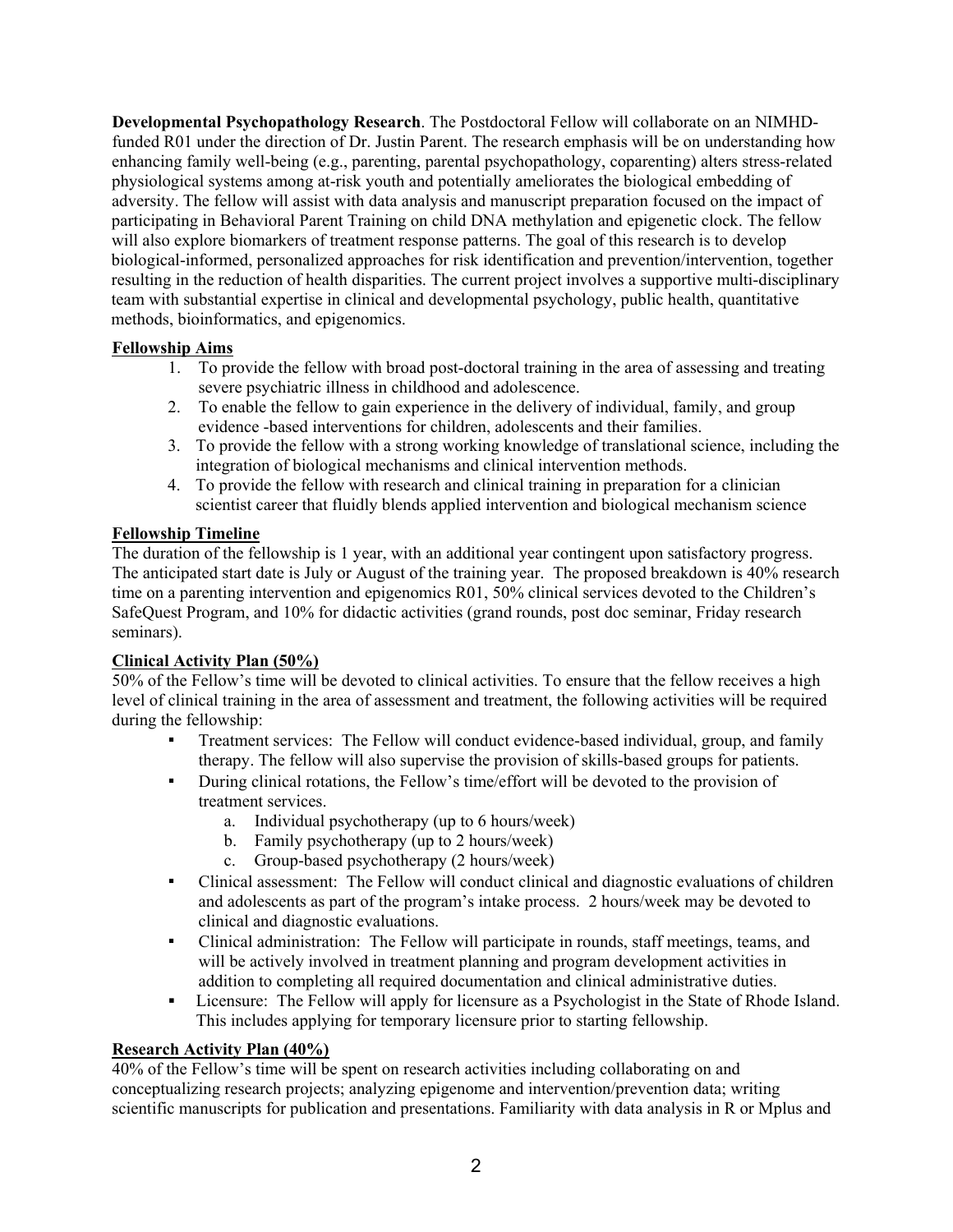**Developmental Psychopathology Research**. The Postdoctoral Fellow will collaborate on an NIMHD-funded R01 under the direction of Dr. Justin Parent. The research emphasis will be on understanding how enhancing family well-being (e.g., parenting, parental psychopathology, coparenting) alters stress-related physiological systems among at-risk youth and potentially ameliorates the biological embedding of adversity. The fellow will assist with data analysis and manuscript preparation focused on the impact of participating in Behavioral Parent Training on child DNA methylation and epigenetic clock. The fellow will also explore biomarkers of treatment response patterns. The goal of this research is to develop biological-informed, personalized approaches for risk identification and prevention/intervention, together resulting in the reduction of health disparities. The current project involves a supportive multi-disciplinary team with substantial expertise in clinical and developmental psychology, public health, quantitative methods, bioinformatics, and epigenomics.

**Fellowship Aims**

1. To provide the fellow with broad post-doctoral training in the area of assessing and treating severe psychiatric illness in childhood and adolescence.
2. To enable the fellow to gain experience in the delivery of individual, family, and group evidence -based interventions for children, adolescents and their families.
3. To provide the fellow with a strong working knowledge of translational science, including the integration of biological mechanisms and clinical intervention methods.
4. To provide the fellow with research and clinical training in preparation for a clinician scientist career that fluidly blends applied intervention and biological mechanism science

**Fellowship Timeline**

The duration of the fellowship is 1 year, with an additional year contingent upon satisfactory progress. The anticipated start date is July or August of the training year. The proposed breakdown is 40% research time on a parenting intervention and epigenomics R01, 50% clinical services devoted to the Children's SafeQuest Program, and 10% for didactic activities (grand rounds, post doc seminar, Friday research seminars).

**Clinical Activity Plan (50%)**

50% of the Fellow's time will be devoted to clinical activities. To ensure that the fellow receives a high level of clinical training in the area of assessment and treatment, the following activities will be required during the fellowship:

- Treatment services: The Fellow will conduct evidence-based individual, group, and family therapy. The fellow will also supervise the provision of skills-based groups for patients.
- During clinical rotations, the Fellow's time/effort will be devoted to the provision of treatment services.
  a. Individual psychotherapy (up to 6 hours/week)
  b. Family psychotherapy (up to 2 hours/week)
  c. Group-based psychotherapy (2 hours/week)
- Clinical assessment: The Fellow will conduct clinical and diagnostic evaluations of children and adolescents as part of the program's intake process. 2 hours/week may be devoted to clinical and diagnostic evaluations.
- Clinical administration: The Fellow will participate in rounds, staff meetings, teams, and will be actively involved in treatment planning and program development activities in addition to completing all required documentation and clinical administrative duties.
- Licensure: The Fellow will apply for licensure as a Psychologist in the State of Rhode Island. This includes applying for temporary licensure prior to starting fellowship.

**Research Activity Plan (40%)**

40% of the Fellow's time will be spent on research activities including collaborating on and conceptualizing research projects; analyzing epigenome and intervention/prevention data; writing scientific manuscripts for publication and presentations. Familiarity with data analysis in R or Mplus and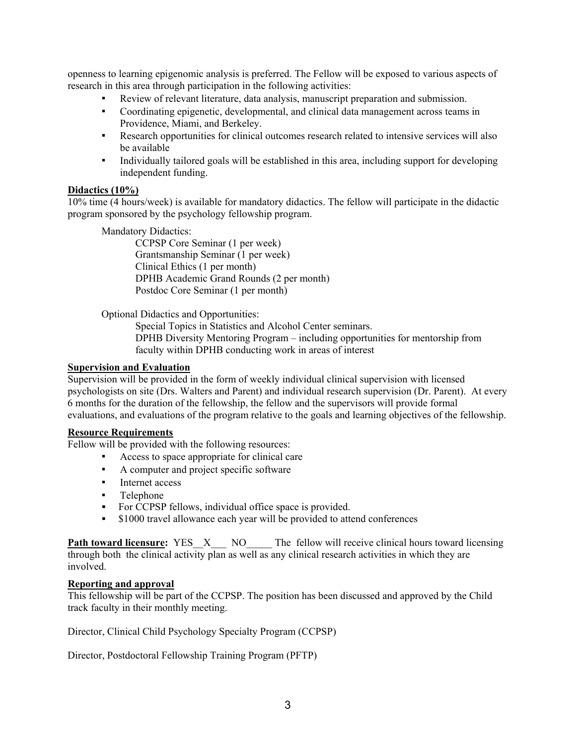openness to learning epigenomic analysis is preferred. The Fellow will be exposed to various aspects of research in this area through participation in the following activities:

- Review of relevant literature, data analysis, manuscript preparation and submission.
- Coordinating epigenetic, developmental, and clinical data management across teams in Providence, Miami, and Berkeley.
- Research opportunities for clinical outcomes research related to intensive services will also be available
- Individually tailored goals will be established in this area, including support for developing independent funding.

**Didactics (10%)**

10% time (4 hours/week) is available for mandatory didactics. The fellow will participate in the didactic program sponsored by the psychology fellowship program.

Mandatory Didactics:

- CCPSP Core Seminar (1 per week)
- Grantsmanship Seminar (1 per week)
- Clinical Ethics (1 per month)
- DPHB Academic Grand Rounds (2 per month)
- Postdoc Core Seminar (1 per month)

Optional Didactics and Opportunities:

- Special Topics in Statistics and Alcohol Center seminars.
- DPHB Diversity Mentoring Program – including opportunities for mentorship from faculty within DPHB conducting work in areas of interest

**Supervision and Evaluation**

Supervision will be provided in the form of weekly individual clinical supervision with licensed psychologists on site (Drs. Walters and Parent) and individual research supervision (Dr. Parent). At every 6 months for the duration of the fellowship, the fellow and the supervisors will provide formal evaluations, and evaluations of the program relative to the goals and learning objectives of the fellowship.

**Resource Requirements**

Fellow will be provided with the following resources:

- Access to space appropriate for clinical care
- A computer and project specific software
- Internet access
- Telephone
- For CCPSP fellows, individual office space is provided.
- $1000 travel allowance each year will be provided to attend conferences

**Path toward licensure:** YES__X___ NO_____ The fellow will receive clinical hours toward licensing through both the clinical activity plan as well as any clinical research activities in which they are involved.

**Reporting and approval**

This fellowship will be part of the CCPSP. The position has been discussed and approved by the Child track faculty in their monthly meeting.

Director, Clinical Child Psychology Specialty Program (CCPSP)

Director, Postdoctoral Fellowship Training Program (PFTP)